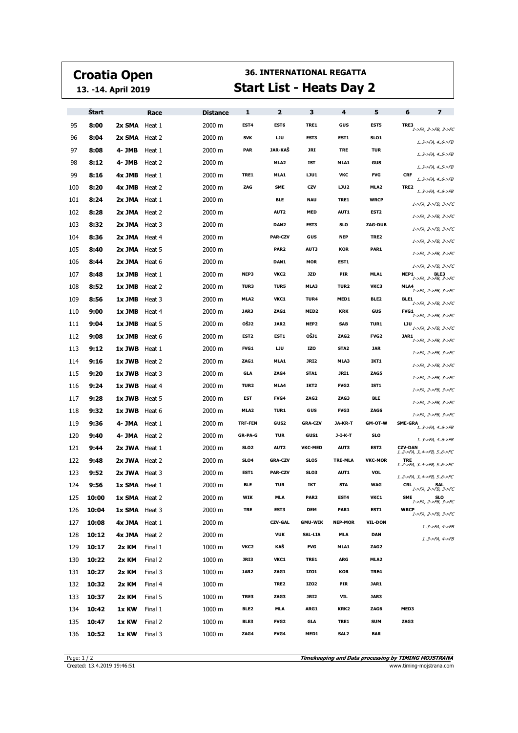# Croatia Open

**13. -14. April 2019**

## 36. INTERNATIONAL REGATTA

## Start List - Heats Day 2

| | Štart | Race | | Distance | 1 | 2 | 3 | 4 | 5 | 6 | 7 |
|---|---|---|---|---|---|---|---|---|---|---|---|
| 95 | 8:00 | 2x SMA | Heat 1 | 2000 m | EST4 | EST6 | TRE1 | GUS | EST5 | TRE3 | 1->FA, 2->FB, 3->FC |
| 96 | 8:04 | 2x SMA | Heat 2 | 2000 m | SVK | LJU | EST3 | EST1 | SLO1 | | 1..3->FA, 4..6->FB |
| 97 | 8:08 | 4- JMB | Heat 1 | 2000 m | PAR | JAR-KAŠ | JRI | TRE | TUR | | 1..3->FA, 4..5->FB |
| 98 | 8:12 | 4- JMB | Heat 2 | 2000 m | | MLA2 | IST | MLA1 | GUS | | 1..3->FA, 4..5->FB |
| 99 | 8:16 | 4x JMB | Heat 1 | 2000 m | TRE1 | MLA1 | LJU1 | VKC | FVG | CRF | 1..3->FA, 4..6->FB |
| 100 | 8:20 | 4x JMB | Heat 2 | 2000 m | ZAG | SME | CZV | LJU2 | MLA2 | TRE2 | 1..3->FA, 4..6->FB |
| 101 | 8:24 | 2x JMA | Heat 1 | 2000 m | | BLE | NAU | TRE1 | WRCP | | 1->FA, 2->FB, 3->FC |
| 102 | 8:28 | 2x JMA | Heat 2 | 2000 m | | AUT2 | MED | AUT1 | EST2 | | 1->FA, 2->FB, 3->FC |
| 103 | 8:32 | 2x JMA | Heat 3 | 2000 m | | DAN2 | EST3 | SLO | ZAG-DUB | | 1->FA, 2->FB, 3->FC |
| 104 | 8:36 | 2x JMA | Heat 4 | 2000 m | | PAR-CZV | GUS | NEP | TRE2 | | 1->FA, 2->FB, 3->FC |
| 105 | 8:40 | 2x JMA | Heat 5 | 2000 m | | PAR2 | AUT3 | KOR | PAR1 | | 1->FA, 2->FB, 3->FC |
| 106 | 8:44 | 2x JMA | Heat 6 | 2000 m | | DAN1 | MOR | EST1 | | | 1->FA, 2->FB, 3->FC |
| 107 | 8:48 | 1x JMB | Heat 1 | 2000 m | NEP3 | VKC2 | JZD | PIR | MLA1 | NEP1 | BLE3 1->FA, 2->FB, 3->FC |
| 108 | 8:52 | 1x JMB | Heat 2 | 2000 m | TUR3 | TUR5 | MLA3 | TUR2 | VKC3 | MLA4 | 1->FA, 2->FB, 3->FC |
| 109 | 8:56 | 1x JMB | Heat 3 | 2000 m | MLA2 | VKC1 | TUR4 | MED1 | BLE2 | BLE1 | 1->FA, 2->FB, 3->FC |
| 110 | 9:00 | 1x JMB | Heat 4 | 2000 m | JAR3 | ZAG1 | MED2 | KRK | GUS | FVG1 | 1->FA, 2->FB, 3->FC |
| 111 | 9:04 | 1x JMB | Heat 5 | 2000 m | OŠJ2 | JAR2 | NEP2 | SAB | TUR1 | LJU | 1->FA, 2->FB, 3->FC |
| 112 | 9:08 | 1x JMB | Heat 6 | 2000 m | EST2 | EST1 | OŠJ1 | ZAG2 | FVG2 | JAR1 | 1->FA, 2->FB, 3->FC |
| 113 | 9:12 | 1x JWB | Heat 1 | 2000 m | FVG1 | LJU | IZO | STA2 | JAR | | 1->FA, 2->FB, 3->FC |
| 114 | 9:16 | 1x JWB | Heat 2 | 2000 m | ZAG1 | MLA1 | JRI2 | MLA3 | IKT1 | | 1->FA, 2->FB, 3->FC |
| 115 | 9:20 | 1x JWB | Heat 3 | 2000 m | GLA | ZAG4 | STA1 | JRI1 | ZAG5 | | 1->FA, 2->FB, 3->FC |
| 116 | 9:24 | 1x JWB | Heat 4 | 2000 m | TUR2 | MLA4 | IKT2 | FVG2 | IST1 | | 1->FA, 2->FB, 3->FC |
| 117 | 9:28 | 1x JWB | Heat 5 | 2000 m | EST | FVG4 | ZAG2 | ZAG3 | BLE | | 1->FA, 2->FB, 3->FC |
| 118 | 9:32 | 1x JWB | Heat 6 | 2000 m | MLA2 | TUR1 | GUS | FVG3 | ZAG6 | | 1->FA, 2->FB, 3->FC |
| 119 | 9:36 | 4- JMA | Heat 1 | 2000 m | TRF-FEN | GUS2 | GRA-CZV | JA-KR-T | GM-OT-W | SME-GRA | 1..3->FA, 4..6->FB |
| 120 | 9:40 | 4- JMA | Heat 2 | 2000 m | GR-PA-G | TUR | GUS1 | J-I-K-T | SLO | | 1..3->FA, 4..6->FB |
| 121 | 9:44 | 2x JWA | Heat 1 | 2000 m | SLO2 | AUT2 | VKC-MED | AUT3 | EST2 | CZV-DAN | 1..2->FA, 3..4->FB, 5..6->FC |
| 122 | 9:48 | 2x JWA | Heat 2 | 2000 m | SLO4 | GRA-CZV | SLO5 | TRE-MLA | VKC-MOR | TRE | 1..2->FA, 3..4->FB, 5..6->FC |
| 123 | 9:52 | 2x JWA | Heat 3 | 2000 m | EST1 | PAR-CZV | SLO3 | AUT1 | VOL | | 1..2->FA, 3..4->FB, 5..6->FC |
| 124 | 9:56 | 1x SMA | Heat 1 | 2000 m | BLE | TUR | IKT | STA | WAG | CRL | SAL 1->FA, 2->FB, 3->FC |
| 125 | 10:00 | 1x SMA | Heat 2 | 2000 m | WIK | MLA | PAR2 | EST4 | VKC1 | SME | SLO 1->FA, 2->FB, 3->FC |
| 126 | 10:04 | 1x SMA | Heat 3 | 2000 m | TRE | EST3 | DEM | PAR1 | EST1 | WRCP | 1->FA, 2->FB, 3->FC |
| 127 | 10:08 | 4x JMA | Heat 1 | 2000 m | | CZV-GAL | GMU-WIK | NEP-MOR | VIL-DON | | 1..3->FA, 4->FB |
| 128 | 10:12 | 4x JMA | Heat 2 | 2000 m | | VUK | SAL-LIA | MLA | DAN | | 1..3->FA, 4->FB |
| 129 | 10:17 | 2x KM | Final 1 | 1000 m | VKC2 | KAŠ | FVG | MLA1 | ZAG2 | | |
| 130 | 10:22 | 2x KM | Final 2 | 1000 m | JRI3 | VKC1 | TRE1 | ARG | MLA2 | | |
| 131 | 10:27 | 2x KM | Final 3 | 1000 m | JAR2 | ZAG1 | IZO1 | KOR | TRE4 | | |
| 132 | 10:32 | 2x KM | Final 4 | 1000 m | | TRE2 | IZO2 | PIR | JAR1 | | |
| 133 | 10:37 | 2x KM | Final 5 | 1000 m | TRE3 | ZAG3 | JRI2 | VIL | JAR3 | | |
| 134 | 10:42 | 1x KW | Final 1 | 1000 m | BLE2 | MLA | ARG1 | KRK2 | ZAG6 | MED3 | |
| 135 | 10:47 | 1x KW | Final 2 | 1000 m | BLE3 | FVG2 | GLA | TRE1 | SUM | ZAG3 | |
| 136 | 10:52 | 1x KW | Final 3 | 1000 m | ZAG4 | FVG4 | MED1 | SAL2 | BAR | | |

Created: 13.4.2019 19:46:51

*Timekeeping and Data processing by TIMING MOJSTRANA*

www.timing-mojstrana.com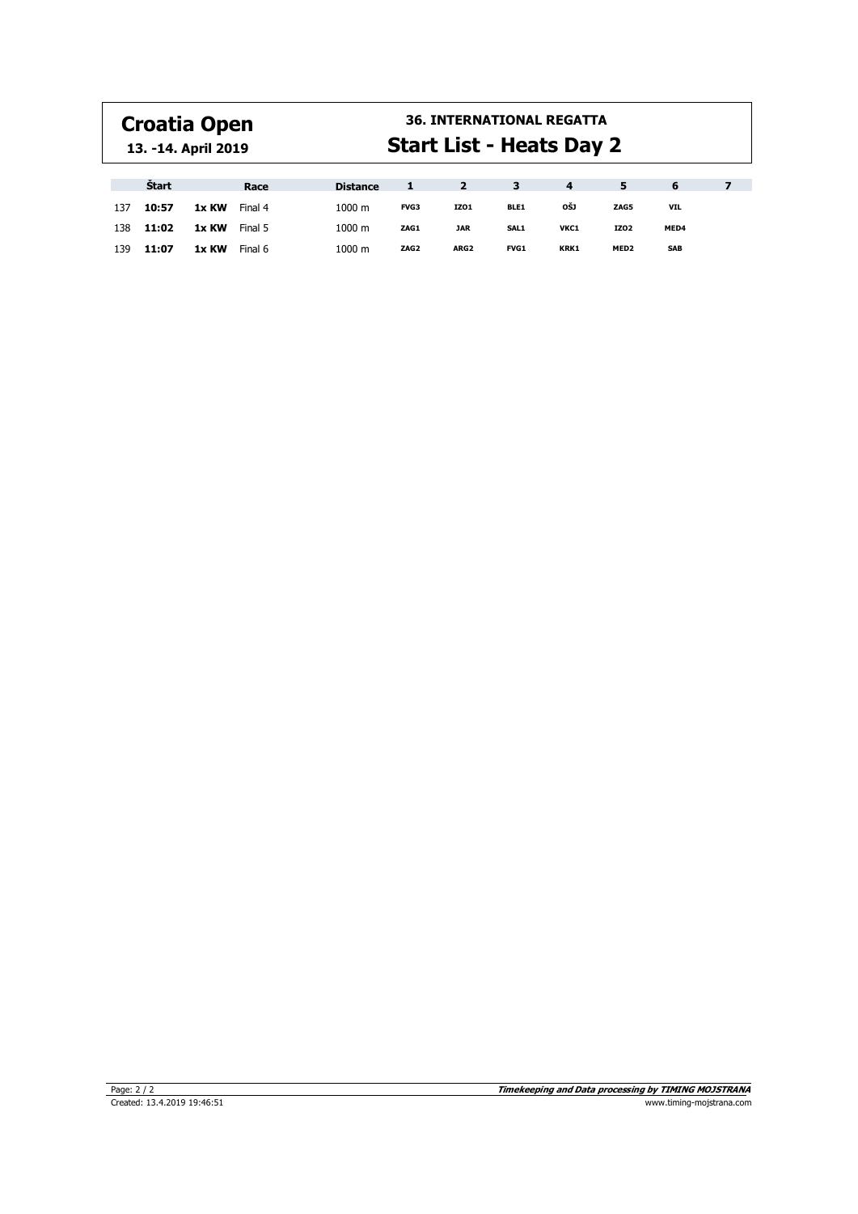# Croatia Open

**13. -14. April 2019**

## 36. INTERNATIONAL REGATTA

## Start List - Heats Day 2

| | Štart | | Race | Distance | 1 | 2 | 3 | 4 | 5 | 6 | 7 |
|---|---|---|---|---|---|---|---|---|---|---|---|
| 137 | **10:57** | **1x KW** | Final 4 | 1000 m | FVG3 | IZO1 | BLE1 | OŠJ | ZAG5 | VIL | |
| 138 | **11:02** | **1x KW** | Final 5 | 1000 m | ZAG1 | JAR | SAL1 | VKC1 | IZO2 | MED4 | |
| 139 | **11:07** | **1x KW** | Final 6 | 1000 m | ZAG2 | ARG2 | FVG1 | KRK1 | MED2 | SAB | |

Created: 13.4.2019 19:46:51

*Timekeeping and Data processing by TIMING MOJSTRANA*
www.timing-mojstrana.com